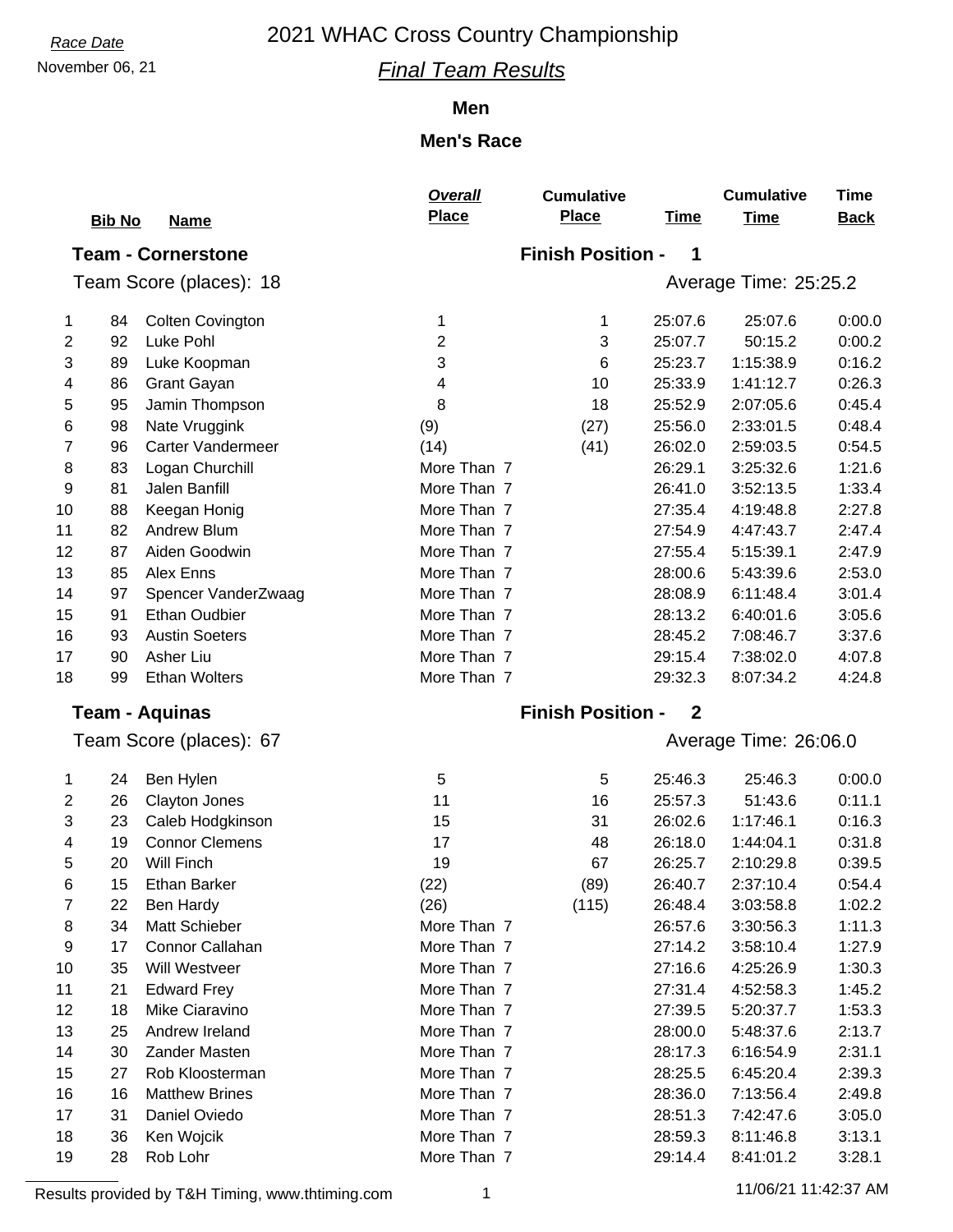*Race Date*

November 06, 21

# 2021 WHAC Cross Country Championship

## *Final Team Results*

### Men

### Men's Race

**Team - Cornerstone** — **Finish Position - 1**

Team Score (places): 18 — Average Time: 25:25.2

| | Bib No | Name | Overall Place | Cumulative Place | Time | Cumulative Time | Time Back |
|---|---|---|---|---|---|---|---|
| 1 | 84 | Colten Covington | 1 | 1 | 25:07.6 | 25:07.6 | 0:00.0 |
| 2 | 92 | Luke Pohl | 2 | 3 | 25:07.7 | 50:15.2 | 0:00.2 |
| 3 | 89 | Luke Koopman | 3 | 6 | 25:23.7 | 1:15:38.9 | 0:16.2 |
| 4 | 86 | Grant Gayan | 4 | 10 | 25:33.9 | 1:41:12.7 | 0:26.3 |
| 5 | 95 | Jamin Thompson | 8 | 18 | 25:52.9 | 2:07:05.6 | 0:45.4 |
| 6 | 98 | Nate Vruggink | (9) | (27) | 25:56.0 | 2:33:01.5 | 0:48.4 |
| 7 | 96 | Carter Vandermeer | (14) | (41) | 26:02.0 | 2:59:03.5 | 0:54.5 |
| 8 | 83 | Logan Churchill | More Than 7 | | 26:29.1 | 3:25:32.6 | 1:21.6 |
| 9 | 81 | Jalen Banfill | More Than 7 | | 26:41.0 | 3:52:13.5 | 1:33.4 |
| 10 | 88 | Keegan Honig | More Than 7 | | 27:35.4 | 4:19:48.8 | 2:27.8 |
| 11 | 82 | Andrew Blum | More Than 7 | | 27:54.9 | 4:47:43.7 | 2:47.4 |
| 12 | 87 | Aiden Goodwin | More Than 7 | | 27:55.4 | 5:15:39.1 | 2:47.9 |
| 13 | 85 | Alex Enns | More Than 7 | | 28:00.6 | 5:43:39.6 | 2:53.0 |
| 14 | 97 | Spencer VanderZwaag | More Than 7 | | 28:08.9 | 6:11:48.4 | 3:01.4 |
| 15 | 91 | Ethan Oudbier | More Than 7 | | 28:13.2 | 6:40:01.6 | 3:05.6 |
| 16 | 93 | Austin Soeters | More Than 7 | | 28:45.2 | 7:08:46.7 | 3:37.6 |
| 17 | 90 | Asher Liu | More Than 7 | | 29:15.4 | 7:38:02.0 | 4:07.8 |
| 18 | 99 | Ethan Wolters | More Than 7 | | 29:32.3 | 8:07:34.2 | 4:24.8 |

**Team - Aquinas** — **Finish Position - 2**

Team Score (places): 67 — Average Time: 26:06.0

| | Bib No | Name | Overall Place | Cumulative Place | Time | Cumulative Time | Time Back |
|---|---|---|---|---|---|---|---|
| 1 | 24 | Ben Hylen | 5 | 5 | 25:46.3 | 25:46.3 | 0:00.0 |
| 2 | 26 | Clayton Jones | 11 | 16 | 25:57.3 | 51:43.6 | 0:11.1 |
| 3 | 23 | Caleb Hodgkinson | 15 | 31 | 26:02.6 | 1:17:46.1 | 0:16.3 |
| 4 | 19 | Connor Clemens | 17 | 48 | 26:18.0 | 1:44:04.1 | 0:31.8 |
| 5 | 20 | Will Finch | 19 | 67 | 26:25.7 | 2:10:29.8 | 0:39.5 |
| 6 | 15 | Ethan Barker | (22) | (89) | 26:40.7 | 2:37:10.4 | 0:54.4 |
| 7 | 22 | Ben Hardy | (26) | (115) | 26:48.4 | 3:03:58.8 | 1:02.2 |
| 8 | 34 | Matt Schieber | More Than 7 | | 26:57.6 | 3:30:56.3 | 1:11.3 |
| 9 | 17 | Connor Callahan | More Than 7 | | 27:14.2 | 3:58:10.4 | 1:27.9 |
| 10 | 35 | Will Westveer | More Than 7 | | 27:16.6 | 4:25:26.9 | 1:30.3 |
| 11 | 21 | Edward Frey | More Than 7 | | 27:31.4 | 4:52:58.3 | 1:45.2 |
| 12 | 18 | Mike Ciaravino | More Than 7 | | 27:39.5 | 5:20:37.7 | 1:53.3 |
| 13 | 25 | Andrew Ireland | More Than 7 | | 28:00.0 | 5:48:37.6 | 2:13.7 |
| 14 | 30 | Zander Masten | More Than 7 | | 28:17.3 | 6:16:54.9 | 2:31.1 |
| 15 | 27 | Rob Kloosterman | More Than 7 | | 28:25.5 | 6:45:20.4 | 2:39.3 |
| 16 | 16 | Matthew Brines | More Than 7 | | 28:36.0 | 7:13:56.4 | 2:49.8 |
| 17 | 31 | Daniel Oviedo | More Than 7 | | 28:51.3 | 7:42:47.6 | 3:05.0 |
| 18 | 36 | Ken Wojcik | More Than 7 | | 28:59.3 | 8:11:46.8 | 3:13.1 |
| 19 | 28 | Rob Lohr | More Than 7 | | 29:14.4 | 8:41:01.2 | 3:28.1 |

Results provided by T&H Timing, www.thtiming.com — 11/06/21 11:42:37 AM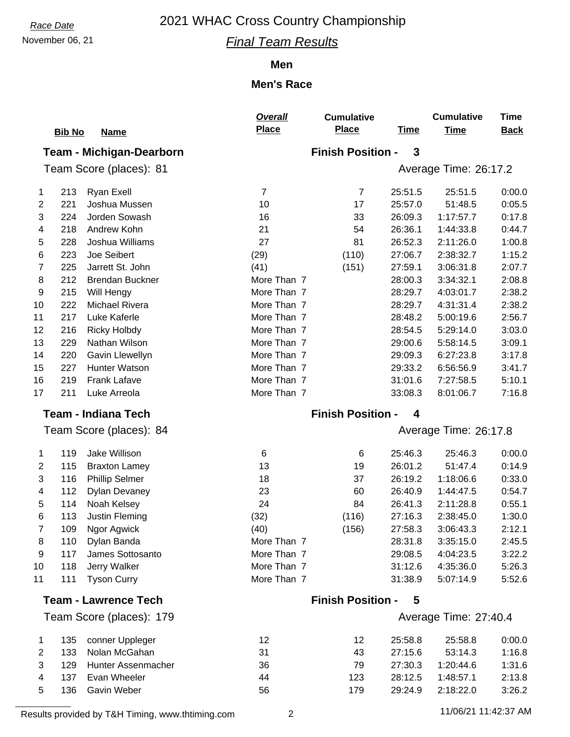*Race Date*
November 06, 21

# 2021 WHAC Cross Country Championship

## *Final Team Results*

### Men

### Men's Race

**Team - Michigan-Dearborn** — **Finish Position - 3**

Team Score (places): 81 — Average Time: 26:17.2

| | Bib No | Name | Overall Place | Cumulative Place | Time | Cumulative Time | Time Back |
|---|---|---|---|---|---|---|---|
| 1 | 213 | Ryan Exell | 7 | 7 | 25:51.5 | 25:51.5 | 0:00.0 |
| 2 | 221 | Joshua Mussen | 10 | 17 | 25:57.0 | 51:48.5 | 0:05.5 |
| 3 | 224 | Jorden Sowash | 16 | 33 | 26:09.3 | 1:17:57.7 | 0:17.8 |
| 4 | 218 | Andrew Kohn | 21 | 54 | 26:36.1 | 1:44:33.8 | 0:44.7 |
| 5 | 228 | Joshua Williams | 27 | 81 | 26:52.3 | 2:11:26.0 | 1:00.8 |
| 6 | 223 | Joe Seibert | (29) | (110) | 27:06.7 | 2:38:32.7 | 1:15.2 |
| 7 | 225 | Jarrett St. John | (41) | (151) | 27:59.1 | 3:06:31.8 | 2:07.7 |
| 8 | 212 | Brendan Buckner | More Than 7 | | 28:00.3 | 3:34:32.1 | 2:08.8 |
| 9 | 215 | Will Hengy | More Than 7 | | 28:29.7 | 4:03:01.7 | 2:38.2 |
| 10 | 222 | Michael Rivera | More Than 7 | | 28:29.7 | 4:31:31.4 | 2:38.2 |
| 11 | 217 | Luke Kaferle | More Than 7 | | 28:48.2 | 5:00:19.6 | 2:56.7 |
| 12 | 216 | Ricky Holbdy | More Than 7 | | 28:54.5 | 5:29:14.0 | 3:03.0 |
| 13 | 229 | Nathan Wilson | More Than 7 | | 29:00.6 | 5:58:14.5 | 3:09.1 |
| 14 | 220 | Gavin Llewellyn | More Than 7 | | 29:09.3 | 6:27:23.8 | 3:17.8 |
| 15 | 227 | Hunter Watson | More Than 7 | | 29:33.2 | 6:56:56.9 | 3:41.7 |
| 16 | 219 | Frank Lafave | More Than 7 | | 31:01.6 | 7:27:58.5 | 5:10.1 |
| 17 | 211 | Luke Arreola | More Than 7 | | 33:08.3 | 8:01:06.7 | 7:16.8 |

**Team - Indiana Tech** — **Finish Position - 4**

Team Score (places): 84 — Average Time: 26:17.8

| | Bib No | Name | Overall Place | Cumulative Place | Time | Cumulative Time | Time Back |
|---|---|---|---|---|---|---|---|
| 1 | 119 | Jake Willison | 6 | 6 | 25:46.3 | 25:46.3 | 0:00.0 |
| 2 | 115 | Braxton Lamey | 13 | 19 | 26:01.2 | 51:47.4 | 0:14.9 |
| 3 | 116 | Phillip Selmer | 18 | 37 | 26:19.2 | 1:18:06.6 | 0:33.0 |
| 4 | 112 | Dylan Devaney | 23 | 60 | 26:40.9 | 1:44:47.5 | 0:54.7 |
| 5 | 114 | Noah Kelsey | 24 | 84 | 26:41.3 | 2:11:28.8 | 0:55.1 |
| 6 | 113 | Justin Fleming | (32) | (116) | 27:16.3 | 2:38:45.0 | 1:30.0 |
| 7 | 109 | Ngor Agwick | (40) | (156) | 27:58.3 | 3:06:43.3 | 2:12.1 |
| 8 | 110 | Dylan Banda | More Than 7 | | 28:31.8 | 3:35:15.0 | 2:45.5 |
| 9 | 117 | James Sottosanto | More Than 7 | | 29:08.5 | 4:04:23.5 | 3:22.2 |
| 10 | 118 | Jerry Walker | More Than 7 | | 31:12.6 | 4:35:36.0 | 5:26.3 |
| 11 | 111 | Tyson Curry | More Than 7 | | 31:38.9 | 5:07:14.9 | 5:52.6 |

**Team - Lawrence Tech** — **Finish Position - 5**

Team Score (places): 179 — Average Time: 27:40.4

| | Bib No | Name | Overall Place | Cumulative Place | Time | Cumulative Time | Time Back |
|---|---|---|---|---|---|---|---|
| 1 | 135 | conner Uppleger | 12 | 12 | 25:58.8 | 25:58.8 | 0:00.0 |
| 2 | 133 | Nolan McGahan | 31 | 43 | 27:15.6 | 53:14.3 | 1:16.8 |
| 3 | 129 | Hunter Assenmacher | 36 | 79 | 27:30.3 | 1:20:44.6 | 1:31.6 |
| 4 | 137 | Evan Wheeler | 44 | 123 | 28:12.5 | 1:48:57.1 | 2:13.8 |
| 5 | 136 | Gavin Weber | 56 | 179 | 29:24.9 | 2:18:22.0 | 3:26.2 |

Results provided by T&H Timing, www.thtiming.com — 11/06/21 11:42:37 AM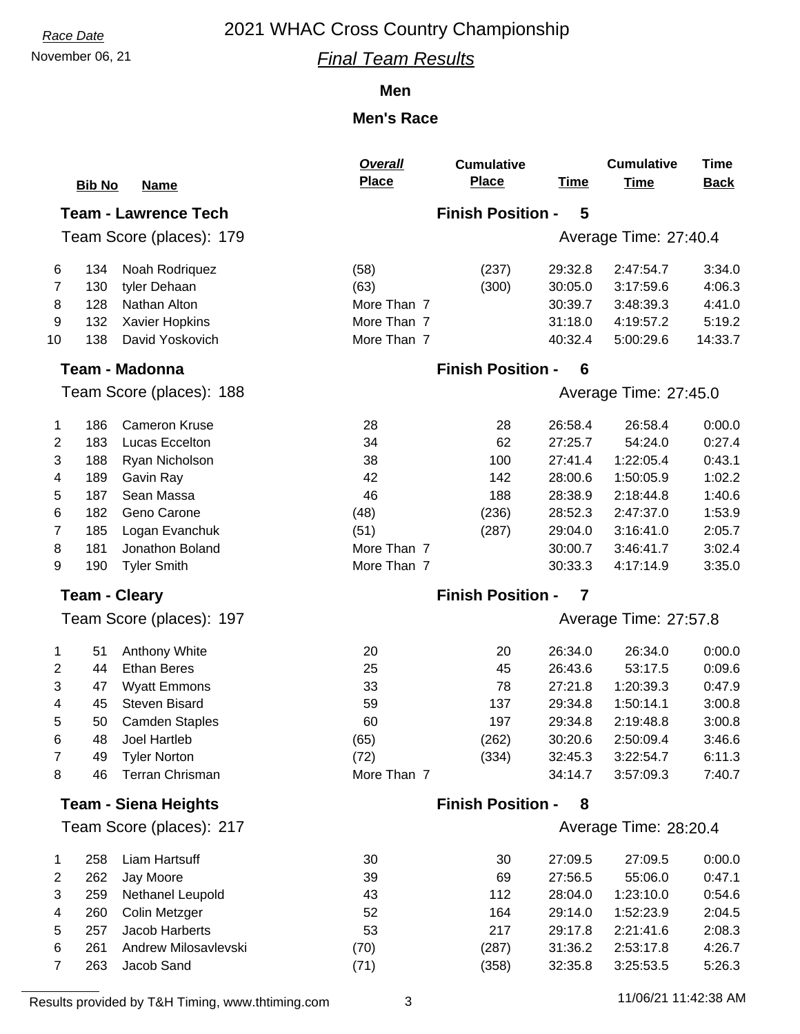# 2021 WHAC Cross Country Championship

*Race Date*
November 06, 21

## *Final Team Results*

### Men

### Men's Race

| | Bib No | Name | Overall Place | Cumulative Place | Time | Cumulative Time | Time Back |
|---|---|---|---|---|---|---|---|
| **Team - Lawrence Tech** | | | **Finish Position - 5** | | | | |
| Team Score (places): 179 | | | | | Average Time: 27:40.4 | | |
| 6 | 134 | Noah Rodriquez | (58) | (237) | 29:32.8 | 2:47:54.7 | 3:34.0 |
| 7 | 130 | tyler Dehaan | (63) | (300) | 30:05.0 | 3:17:59.6 | 4:06.3 |
| 8 | 128 | Nathan Alton | More Than 7 | | 30:39.7 | 3:48:39.3 | 4:41.0 |
| 9 | 132 | Xavier Hopkins | More Than 7 | | 31:18.0 | 4:19:57.2 | 5:19.2 |
| 10 | 138 | David Yoskovich | More Than 7 | | 40:32.4 | 5:00:29.6 | 14:33.7 |
| **Team - Madonna** | | | **Finish Position - 6** | | | | |
| Team Score (places): 188 | | | | | Average Time: 27:45.0 | | |
| 1 | 186 | Cameron Kruse | 28 | 28 | 26:58.4 | 26:58.4 | 0:00.0 |
| 2 | 183 | Lucas Eccelton | 34 | 62 | 27:25.7 | 54:24.0 | 0:27.4 |
| 3 | 188 | Ryan Nicholson | 38 | 100 | 27:41.4 | 1:22:05.4 | 0:43.1 |
| 4 | 189 | Gavin Ray | 42 | 142 | 28:00.6 | 1:50:05.9 | 1:02.2 |
| 5 | 187 | Sean Massa | 46 | 188 | 28:38.9 | 2:18:44.8 | 1:40.6 |
| 6 | 182 | Geno Carone | (48) | (236) | 28:52.3 | 2:47:37.0 | 1:53.9 |
| 7 | 185 | Logan Evanchuk | (51) | (287) | 29:04.0 | 3:16:41.0 | 2:05.7 |
| 8 | 181 | Jonathon Boland | More Than 7 | | 30:00.7 | 3:46:41.7 | 3:02.4 |
| 9 | 190 | Tyler Smith | More Than 7 | | 30:33.3 | 4:17:14.9 | 3:35.0 |
| **Team - Cleary** | | | **Finish Position - 7** | | | | |
| Team Score (places): 197 | | | | | Average Time: 27:57.8 | | |
| 1 | 51 | Anthony White | 20 | 20 | 26:34.0 | 26:34.0 | 0:00.0 |
| 2 | 44 | Ethan Beres | 25 | 45 | 26:43.6 | 53:17.5 | 0:09.6 |
| 3 | 47 | Wyatt Emmons | 33 | 78 | 27:21.8 | 1:20:39.3 | 0:47.9 |
| 4 | 45 | Steven Bisard | 59 | 137 | 29:34.8 | 1:50:14.1 | 3:00.8 |
| 5 | 50 | Camden Staples | 60 | 197 | 29:34.8 | 2:19:48.8 | 3:00.8 |
| 6 | 48 | Joel Hartleb | (65) | (262) | 30:20.6 | 2:50:09.4 | 3:46.6 |
| 7 | 49 | Tyler Norton | (72) | (334) | 32:45.3 | 3:22:54.7 | 6:11.3 |
| 8 | 46 | Terran Chrisman | More Than 7 | | 34:14.7 | 3:57:09.3 | 7:40.7 |
| **Team - Siena Heights** | | | **Finish Position - 8** | | | | |
| Team Score (places): 217 | | | | | Average Time: 28:20.4 | | |
| 1 | 258 | Liam Hartsuff | 30 | 30 | 27:09.5 | 27:09.5 | 0:00.0 |
| 2 | 262 | Jay Moore | 39 | 69 | 27:56.5 | 55:06.0 | 0:47.1 |
| 3 | 259 | Nethanel Leupold | 43 | 112 | 28:04.0 | 1:23:10.0 | 0:54.6 |
| 4 | 260 | Colin Metzger | 52 | 164 | 29:14.0 | 1:52:23.9 | 2:04.5 |
| 5 | 257 | Jacob Harberts | 53 | 217 | 29:17.8 | 2:21:41.6 | 2:08.3 |
| 6 | 261 | Andrew Milosavlevski | (70) | (287) | 31:36.2 | 2:53:17.8 | 4:26.7 |
| 7 | 263 | Jacob Sand | (71) | (358) | 32:35.8 | 3:25:53.5 | 5:26.3 |

Results provided by T&H Timing, www.thtiming.com

11/06/21 11:42:38 AM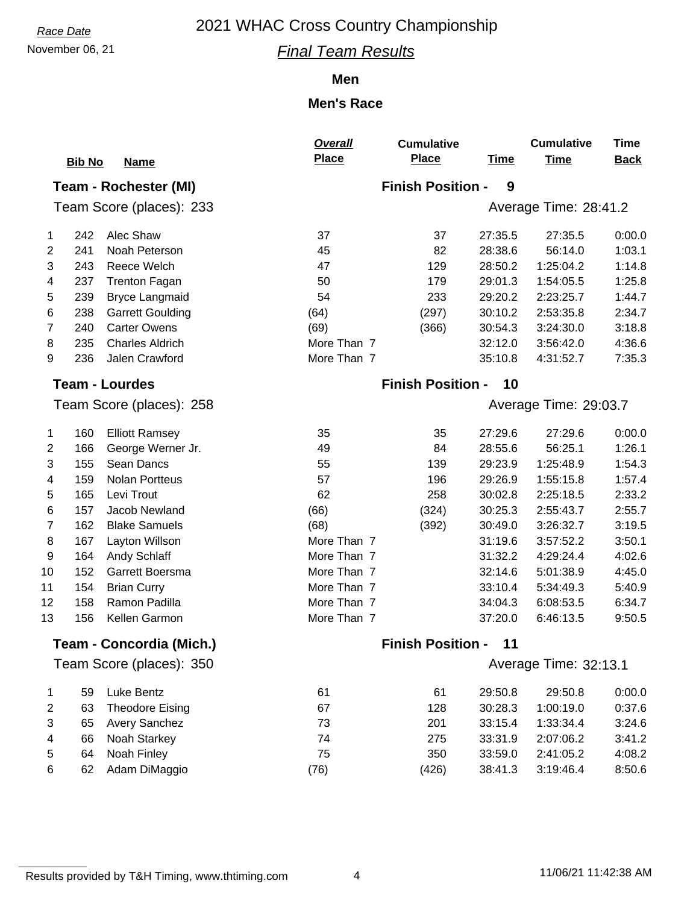Race Date

November 06, 21

# 2021 WHAC Cross Country Championship

## *Final Team Results*

### Men

### Men's Race

**Team - Rochester (MI)** — **Finish Position - 9**

Team Score (places): 233 — Average Time: 28:41.2

| | Bib No | Name | Overall Place | Cumulative Place | Time | Cumulative Time | Time Back |
|---|---|---|---|---|---|---|---|
| 1 | 242 | Alec Shaw | 37 | 37 | 27:35.5 | 27:35.5 | 0:00.0 |
| 2 | 241 | Noah Peterson | 45 | 82 | 28:38.6 | 56:14.0 | 1:03.1 |
| 3 | 243 | Reece Welch | 47 | 129 | 28:50.2 | 1:25:04.2 | 1:14.8 |
| 4 | 237 | Trenton Fagan | 50 | 179 | 29:01.3 | 1:54:05.5 | 1:25.8 |
| 5 | 239 | Bryce Langmaid | 54 | 233 | 29:20.2 | 2:23:25.7 | 1:44.7 |
| 6 | 238 | Garrett Goulding | (64) | (297) | 30:10.2 | 2:53:35.8 | 2:34.7 |
| 7 | 240 | Carter Owens | (69) | (366) | 30:54.3 | 3:24:30.0 | 3:18.8 |
| 8 | 235 | Charles Aldrich | More Than 7 | | 32:12.0 | 3:56:42.0 | 4:36.6 |
| 9 | 236 | Jalen Crawford | More Than 7 | | 35:10.8 | 4:31:52.7 | 7:35.3 |

**Team - Lourdes** — **Finish Position - 10**

Team Score (places): 258 — Average Time: 29:03.7

| | Bib No | Name | Overall Place | Cumulative Place | Time | Cumulative Time | Time Back |
|---|---|---|---|---|---|---|---|
| 1 | 160 | Elliott Ramsey | 35 | 35 | 27:29.6 | 27:29.6 | 0:00.0 |
| 2 | 166 | George Werner Jr. | 49 | 84 | 28:55.6 | 56:25.1 | 1:26.1 |
| 3 | 155 | Sean Dancs | 55 | 139 | 29:23.9 | 1:25:48.9 | 1:54.3 |
| 4 | 159 | Nolan Portteus | 57 | 196 | 29:26.9 | 1:55:15.8 | 1:57.4 |
| 5 | 165 | Levi Trout | 62 | 258 | 30:02.8 | 2:25:18.5 | 2:33.2 |
| 6 | 157 | Jacob Newland | (66) | (324) | 30:25.3 | 2:55:43.7 | 2:55.7 |
| 7 | 162 | Blake Samuels | (68) | (392) | 30:49.0 | 3:26:32.7 | 3:19.5 |
| 8 | 167 | Layton Willson | More Than 7 | | 31:19.6 | 3:57:52.2 | 3:50.1 |
| 9 | 164 | Andy Schlaff | More Than 7 | | 31:32.2 | 4:29:24.4 | 4:02.6 |
| 10 | 152 | Garrett Boersma | More Than 7 | | 32:14.6 | 5:01:38.9 | 4:45.0 |
| 11 | 154 | Brian Curry | More Than 7 | | 33:10.4 | 5:34:49.3 | 5:40.9 |
| 12 | 158 | Ramon Padilla | More Than 7 | | 34:04.3 | 6:08:53.5 | 6:34.7 |
| 13 | 156 | Kellen Garmon | More Than 7 | | 37:20.0 | 6:46:13.5 | 9:50.5 |

**Team - Concordia (Mich.)** — **Finish Position - 11**

Team Score (places): 350 — Average Time: 32:13.1

| | Bib No | Name | Overall Place | Cumulative Place | Time | Cumulative Time | Time Back |
|---|---|---|---|---|---|---|---|
| 1 | 59 | Luke Bentz | 61 | 61 | 29:50.8 | 29:50.8 | 0:00.0 |
| 2 | 63 | Theodore Eising | 67 | 128 | 30:28.3 | 1:00:19.0 | 0:37.6 |
| 3 | 65 | Avery Sanchez | 73 | 201 | 33:15.4 | 1:33:34.4 | 3:24.6 |
| 4 | 66 | Noah Starkey | 74 | 275 | 33:31.9 | 2:07:06.2 | 3:41.2 |
| 5 | 64 | Noah Finley | 75 | 350 | 33:59.0 | 2:41:05.2 | 4:08.2 |
| 6 | 62 | Adam DiMaggio | (76) | (426) | 38:41.3 | 3:19:46.4 | 8:50.6 |

Results provided by T&H Timing, www.thtiming.com — 11/06/21 11:42:38 AM